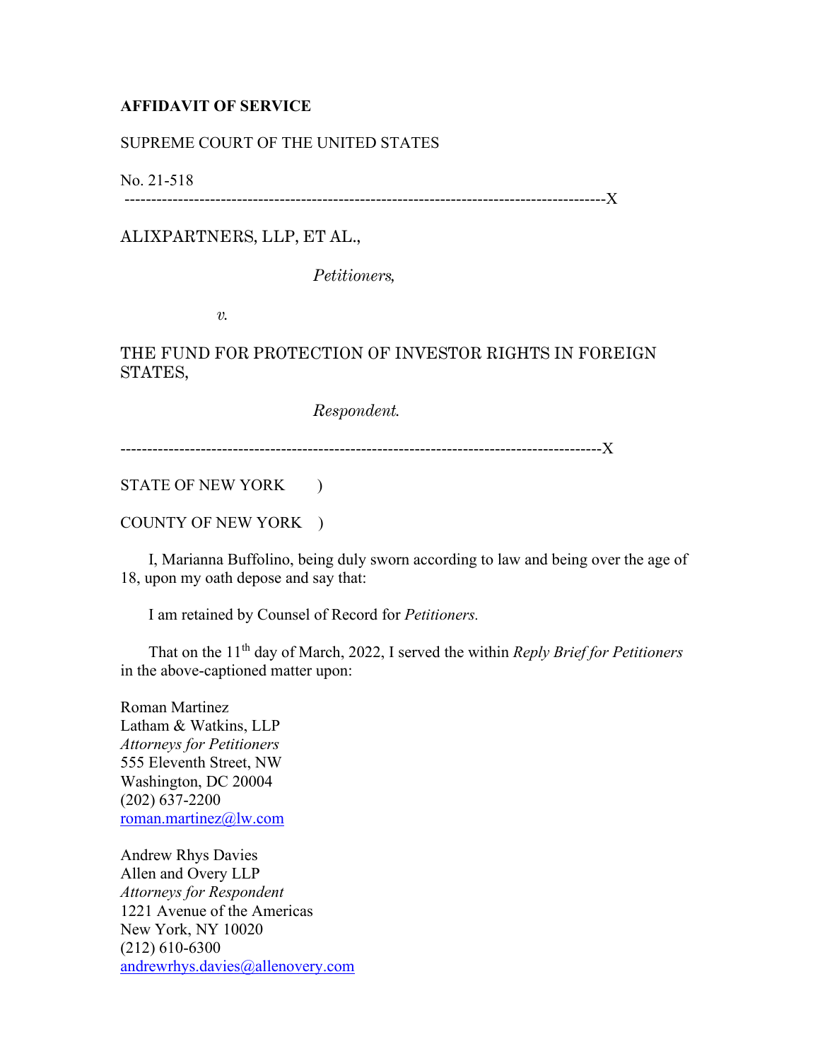**AFFIDAVIT OF SERVICE**

SUPREME COURT OF THE UNITED STATES

No. 21-518

-----------------------------------------------------------------------------------------X

ALIXPARTNERS, LLP, ET AL.,

*Petitioners,*

*v.*

THE FUND FOR PROTECTION OF INVESTOR RIGHTS IN FOREIGN STATES,

*Respondent.*

-----------------------------------------------------------------------------------------X

STATE OF NEW YORK )

COUNTY OF NEW YORK )

I, Marianna Buffolino, being duly sworn according to law and being over the age of 18, upon my oath depose and say that:

I am retained by Counsel of Record for *Petitioners.*

That on the 11th day of March, 2022, I served the within *Reply Brief for Petitioners* in the above-captioned matter upon:

Roman Martinez
Latham & Watkins, LLP
*Attorneys for Petitioners*
555 Eleventh Street, NW
Washington, DC 20004
(202) 637-2200
roman.martinez@lw.com

Andrew Rhys Davies
Allen and Overy LLP
*Attorneys for Respondent*
1221 Avenue of the Americas
New York, NY 10020
(212) 610-6300
andrewrhys.davies@allenovery.com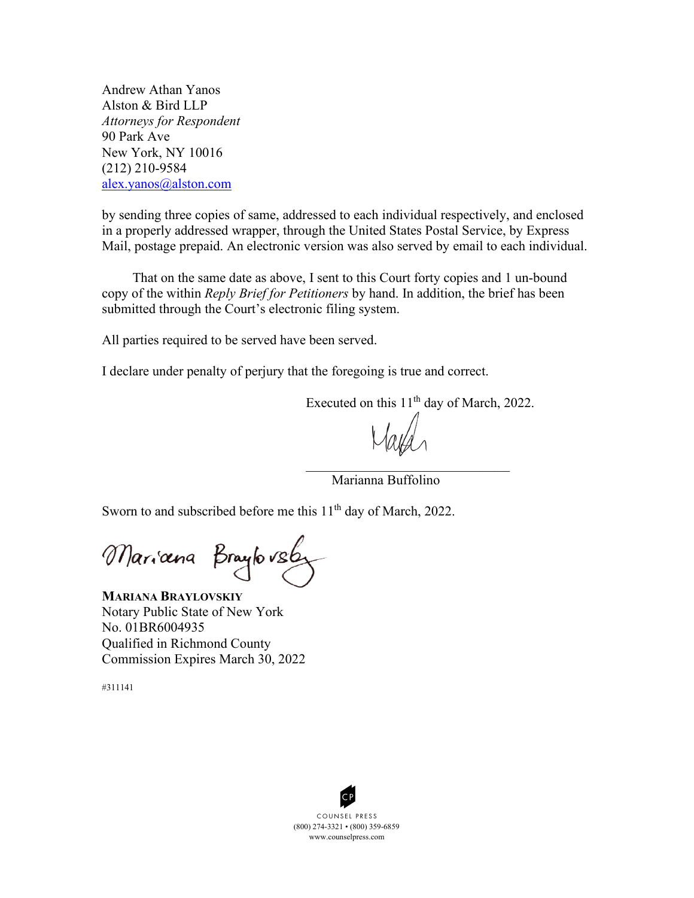Andrew Athan Yanos
Alston & Bird LLP
*Attorneys for Respondent*
90 Park Ave
New York, NY 10016
(212) 210-9584
alex.yanos@alston.com

by sending three copies of same, addressed to each individual respectively, and enclosed in a properly addressed wrapper, through the United States Postal Service, by Express Mail, postage prepaid. An electronic version was also served by email to each individual.

That on the same date as above, I sent to this Court forty copies and 1 un-bound copy of the within *Reply Brief for Petitioners* by hand. In addition, the brief has been submitted through the Court's electronic filing system.

All parties required to be served have been served.

I declare under penalty of perjury that the foregoing is true and correct.

Executed on this 11th day of March, 2022.

\_\_\_\_\_\_\_\_\_\_\_\_\_\_\_\_\_\_\_\_\_\_\_\_\_\_\_\_\_\_
Marianna Buffolino

Sworn to and subscribed before me this 11th day of March, 2022.

**MARIANA BRAYLOVSKIY**
Notary Public State of New York
No. 01BR6004935
Qualified in Richmond County
Commission Expires March 30, 2022

#311141

COUNSEL PRESS
(800) 274-3321 • (800) 359-6859
www.counselpress.com